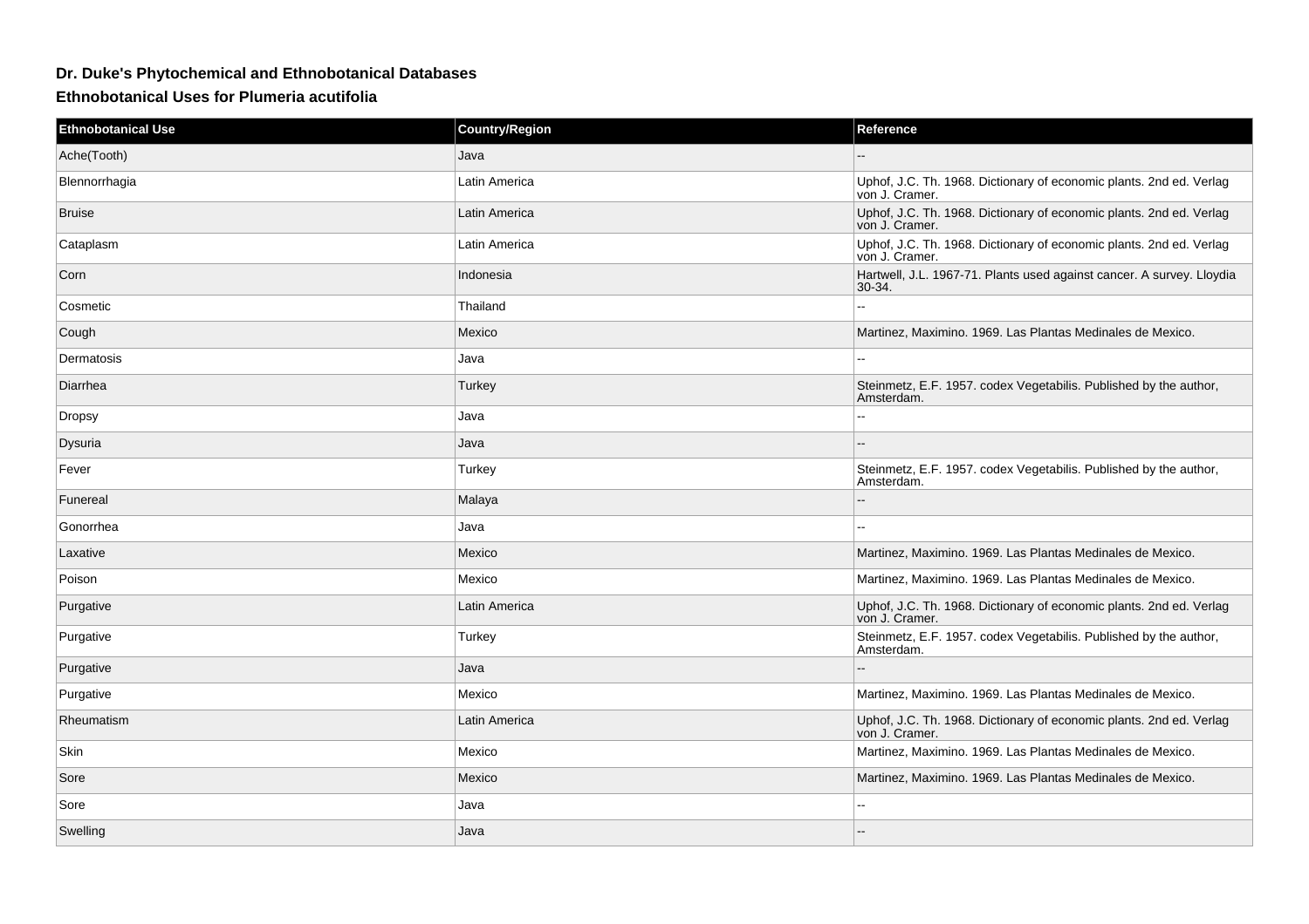### Dr. Duke's Phytochemical and Ethnobotanical Databases

### Ethnobotanical Uses for Plumeria acutifolia

| Ethnobotanical Use | Country/Region | Reference |
| --- | --- | --- |
| Ache(Tooth) | Java | -- |
| Blennorrhagia | Latin America | Uphof, J.C. Th. 1968. Dictionary of economic plants. 2nd ed. Verlag von J. Cramer. |
| Bruise | Latin America | Uphof, J.C. Th. 1968. Dictionary of economic plants. 2nd ed. Verlag von J. Cramer. |
| Cataplasm | Latin America | Uphof, J.C. Th. 1968. Dictionary of economic plants. 2nd ed. Verlag von J. Cramer. |
| Corn | Indonesia | Hartwell, J.L. 1967-71. Plants used against cancer. A survey. Lloydia 30-34. |
| Cosmetic | Thailand | -- |
| Cough | Mexico | Martinez, Maximino. 1969. Las Plantas Medinales de Mexico. |
| Dermatosis | Java | -- |
| Diarrhea | Turkey | Steinmetz, E.F. 1957. codex Vegetabilis. Published by the author, Amsterdam. |
| Dropsy | Java | -- |
| Dysuria | Java | -- |
| Fever | Turkey | Steinmetz, E.F. 1957. codex Vegetabilis. Published by the author, Amsterdam. |
| Funereal | Malaya | -- |
| Gonorrhea | Java | -- |
| Laxative | Mexico | Martinez, Maximino. 1969. Las Plantas Medinales de Mexico. |
| Poison | Mexico | Martinez, Maximino. 1969. Las Plantas Medinales de Mexico. |
| Purgative | Latin America | Uphof, J.C. Th. 1968. Dictionary of economic plants. 2nd ed. Verlag von J. Cramer. |
| Purgative | Turkey | Steinmetz, E.F. 1957. codex Vegetabilis. Published by the author, Amsterdam. |
| Purgative | Java | -- |
| Purgative | Mexico | Martinez, Maximino. 1969. Las Plantas Medinales de Mexico. |
| Rheumatism | Latin America | Uphof, J.C. Th. 1968. Dictionary of economic plants. 2nd ed. Verlag von J. Cramer. |
| Skin | Mexico | Martinez, Maximino. 1969. Las Plantas Medinales de Mexico. |
| Sore | Mexico | Martinez, Maximino. 1969. Las Plantas Medinales de Mexico. |
| Sore | Java | -- |
| Swelling | Java | -- |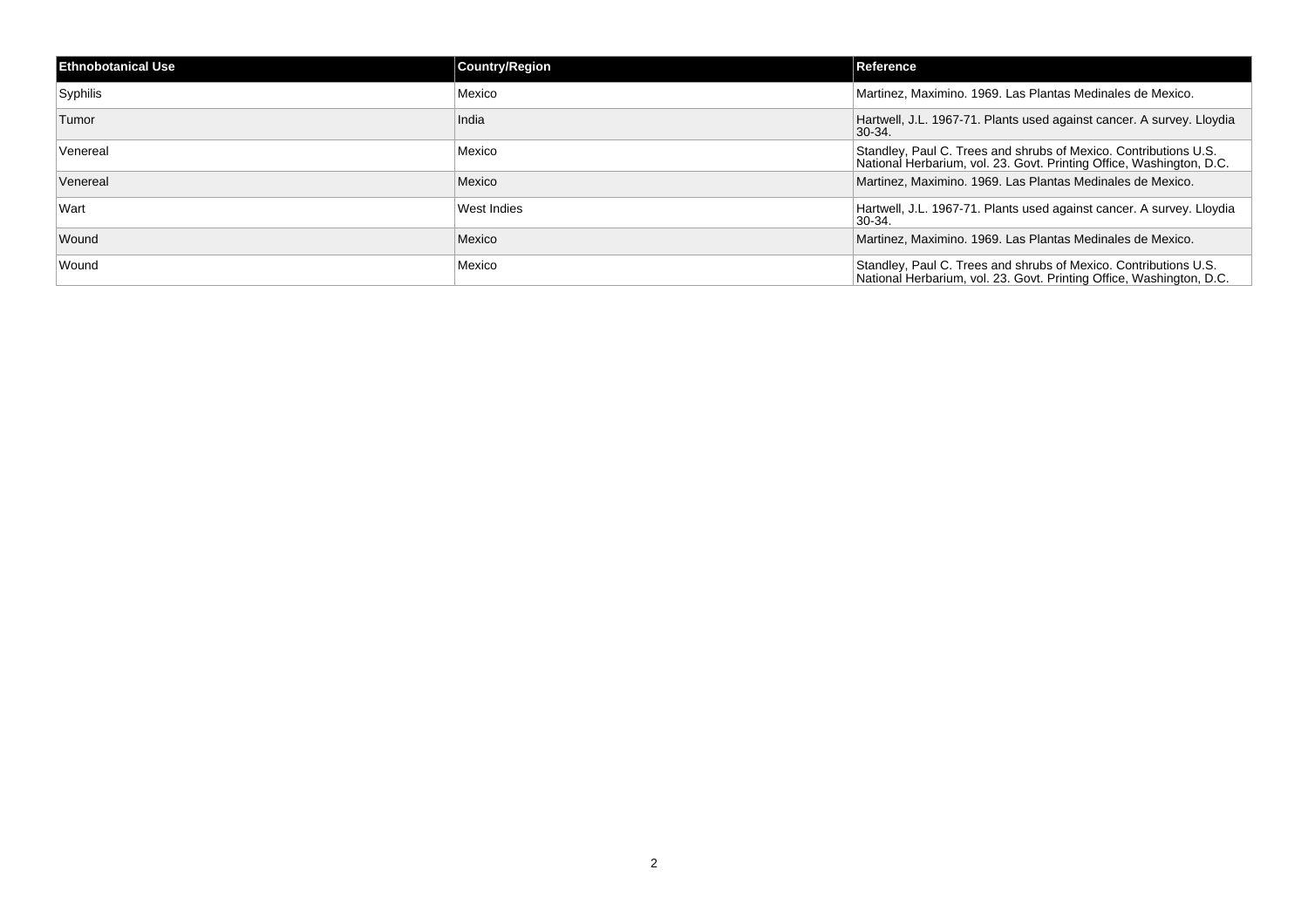| Ethnobotanical Use | Country/Region | Reference |
| --- | --- | --- |
| Syphilis | Mexico | Martinez, Maximino. 1969. Las Plantas Medinales de Mexico. |
| Tumor | India | Hartwell, J.L. 1967-71. Plants used against cancer. A survey. Lloydia 30-34. |
| Venereal | Mexico | Standley, Paul C. Trees and shrubs of Mexico. Contributions U.S. National Herbarium, vol. 23. Govt. Printing Office, Washington, D.C. |
| Venereal | Mexico | Martinez, Maximino. 1969. Las Plantas Medinales de Mexico. |
| Wart | West Indies | Hartwell, J.L. 1967-71. Plants used against cancer. A survey. Lloydia 30-34. |
| Wound | Mexico | Martinez, Maximino. 1969. Las Plantas Medinales de Mexico. |
| Wound | Mexico | Standley, Paul C. Trees and shrubs of Mexico. Contributions U.S. National Herbarium, vol. 23. Govt. Printing Office, Washington, D.C. |